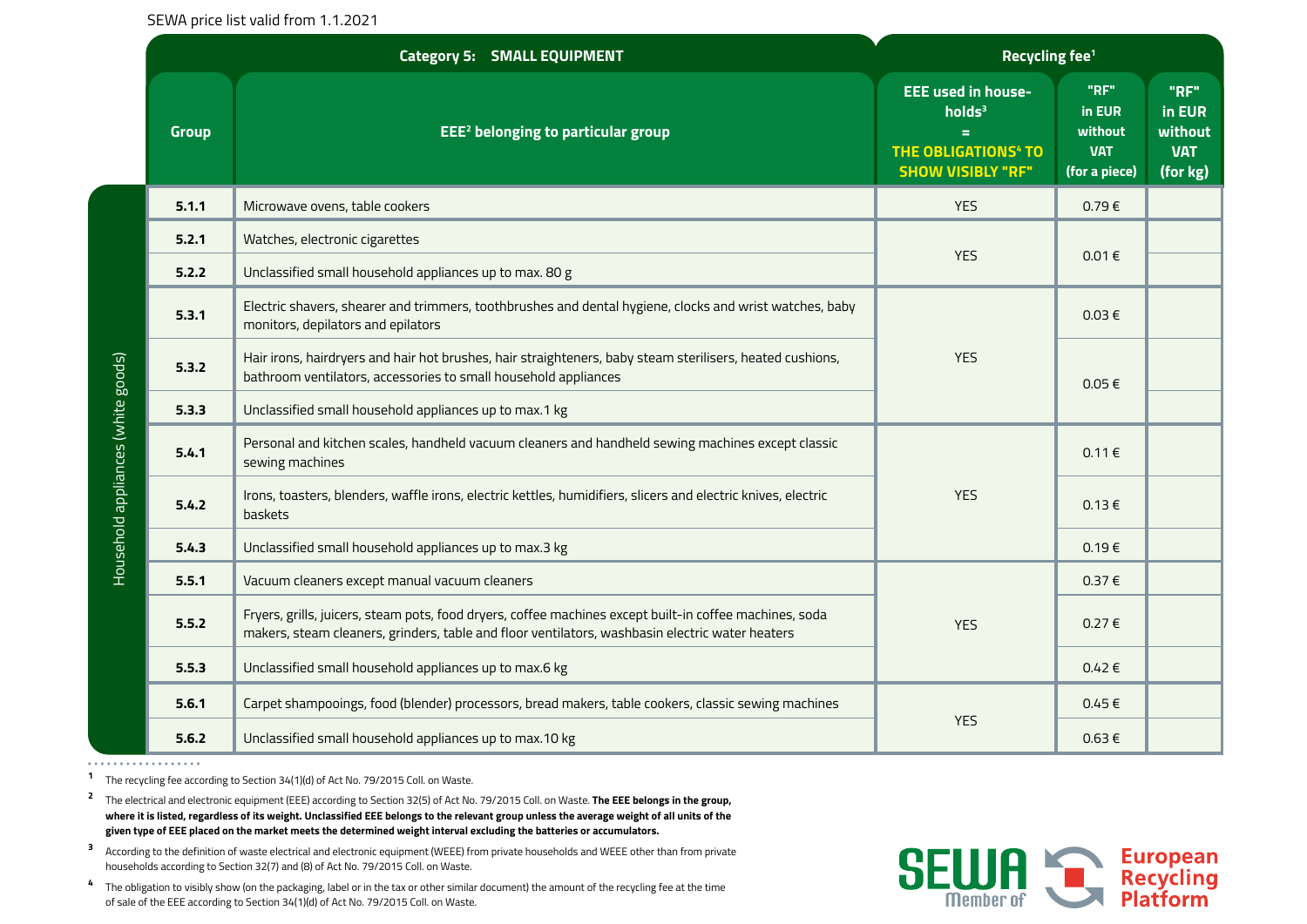SEWA price list valid from 1.1.2021

| | Category 5: SMALL EQUIPMENT | | Recycling fee[1] | | |
|---|---|---|---|---|---|
| | Group | EEE[2] belonging to particular group | EEE used in households[3] = THE OBLIGATIONS[4] TO SHOW VISIBLY "RF" | "RF" in EUR without VAT (for a piece) | "RF" in EUR without VAT (for kg) |
| Household appliances (white goods) | 5.1.1 | Microwave ovens, table cookers | YES | 0.79 € | |
| | 5.2.1 | Watches, electronic cigarettes | YES | 0.01 € | |
| | 5.2.2 | Unclassified small household appliances up to max. 80 g | | | |
| | 5.3.1 | Electric shavers, shearer and trimmers, toothbrushes and dental hygiene, clocks and wrist watches, baby monitors, depilators and epilators | YES | 0.03 € | |
| | 5.3.2 | Hair irons, hairdryers and hair hot brushes, hair straighteners, baby steam sterilisers, heated cushions, bathroom ventilators, accessories to small household appliances | | 0.05 € | |
| | 5.3.3 | Unclassified small household appliances up to max.1 kg | | | |
| | 5.4.1 | Personal and kitchen scales, handheld vacuum cleaners and handheld sewing machines except classic sewing machines | YES | 0.11 € | |
| | 5.4.2 | Irons, toasters, blenders, waffle irons, electric kettles, humidifiers, slicers and electric knives, electric baskets | | 0.13 € | |
| | 5.4.3 | Unclassified small household appliances up to max.3 kg | | 0.19 € | |
| | 5.5.1 | Vacuum cleaners except manual vacuum cleaners | YES | 0.37 € | |
| | 5.5.2 | Fryers, grills, juicers, steam pots, food dryers, coffee machines except built-in coffee machines, soda makers, steam cleaners, grinders, table and floor ventilators, washbasin electric water heaters | | 0.27 € | |
| | 5.5.3 | Unclassified small household appliances up to max.6 kg | | 0.42 € | |
| | 5.6.1 | Carpet shampooings, food (blender) processors, bread makers, table cookers, classic sewing machines | YES | 0.45 € | |
| | 5.6.2 | Unclassified small household appliances up to max.10 kg | | 0.63 € | |

[1] The recycling fee according to Section 34(1)(d) of Act No. 79/2015 Coll. on Waste.

[2] The electrical and electronic equipment (EEE) according to Section 32(5) of Act No. 79/2015 Coll. on Waste. **The EEE belongs in the group, where it is listed, regardless of its weight. Unclassified EEE belongs to the relevant group unless the average weight of all units of the given type of EEE placed on the market meets the determined weight interval excluding the batteries or accumulators.**

[3] According to the definition of waste electrical and electronic equipment (WEEE) from private households and WEEE other than from private households according to Section 32(7) and (8) of Act No. 79/2015 Coll. on Waste.

[4] The obligation to visibly show (on the packaging, label or in the tax or other similar document) the amount of the recycling fee at the time of sale of the EEE according to Section 34(1)(d) of Act No. 79/2015 Coll. on Waste.

SEWA Member of European Recycling Platform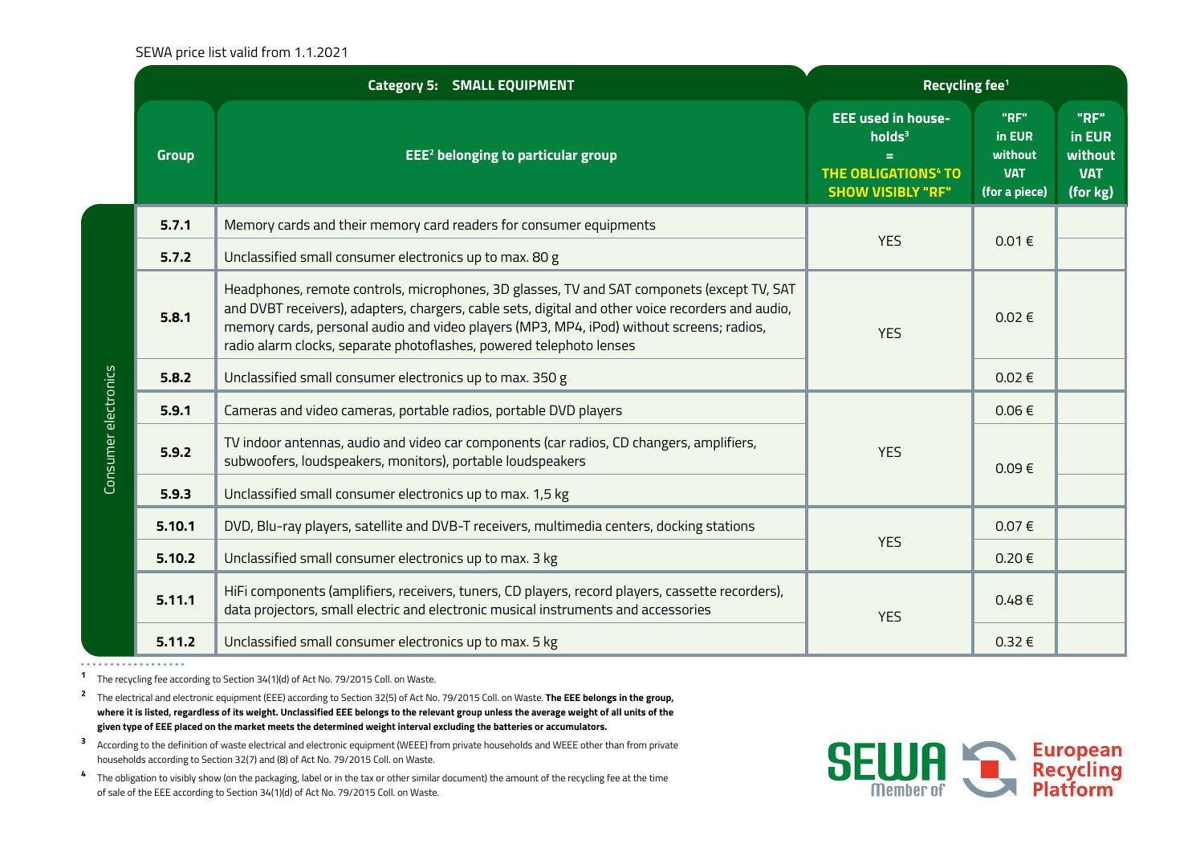SEWA price list valid from 1.1.2021

| | Category 5: SMALL EQUIPMENT | | Recycling fee[1] | | |
|---|---|---|---|---|---|
| | **Group** | **EEE[2] belonging to particular group** | **EEE used in house-holds[3] = THE OBLIGATIONS[4] TO SHOW VISIBLY "RF"** | **"RF" in EUR without VAT (for a piece)** | **"RF" in EUR without VAT (for kg)** |
| Consumer electronics | 5.7.1 | Memory cards and their memory card readers for consumer equipments | YES | 0.01 € | |
| | 5.7.2 | Unclassified small consumer electronics up to max. 80 g | | | |
| | 5.8.1 | Headphones, remote controls, microphones, 3D glasses, TV and SAT componets (except TV, SAT and DVBT receivers), adapters, chargers, cable sets, digital and other voice recorders and audio, memory cards, personal audio and video players (MP3, MP4, iPod) without screens; radios, radio alarm clocks, separate photoflashes, powered telephoto lenses | YES | 0.02 € | |
| | 5.8.2 | Unclassified small consumer electronics up to max. 350 g | | 0.02 € | |
| | 5.9.1 | Cameras and video cameras, portable radios, portable DVD players | YES | 0.06 € | |
| | 5.9.2 | TV indoor antennas, audio and video car components (car radios, CD changers, amplifiers, subwoofers, loudspeakers, monitors), portable loudspeakers | | 0.09 € | |
| | 5.9.3 | Unclassified small consumer electronics up to max. 1,5 kg | | | |
| | 5.10.1 | DVD, Blu-ray players, satellite and DVB-T receivers, multimedia centers, docking stations | YES | 0.07 € | |
| | 5.10.2 | Unclassified small consumer electronics up to max. 3 kg | | 0.20 € | |
| | 5.11.1 | HiFi components (amplifiers, receivers, tuners, CD players, record players, cassette recorders), data projectors, small electric and electronic musical instruments and accessories | YES | 0.48 € | |
| | 5.11.2 | Unclassified small consumer electronics up to max. 5 kg | | 0.32 € | |

[1] The recycling fee according to Section 34(1)(d) of Act No. 79/2015 Coll. on Waste.

[2] The electrical and electronic equipment (EEE) according to Section 32(5) of Act No. 79/2015 Coll. on Waste. **The EEE belongs in the group, where it is listed, regardless of its weight. Unclassified EEE belongs to the relevant group unless the average weight of all units of the given type of EEE placed on the market meets the determined weight interval excluding the batteries or accumulators.**

[3] According to the definition of waste electrical and electronic equipment (WEEE) from private households and WEEE other than from private households according to Section 32(7) and (8) of Act No. 79/2015 Coll. on Waste.

[4] The obligation to visibly show (on the packaging, label or in the tax or other similar document) the amount of the recycling fee at the time of sale of the EEE according to Section 34(1)(d) of Act No. 79/2015 Coll. on Waste.

SEWA Member of European Recycling Platform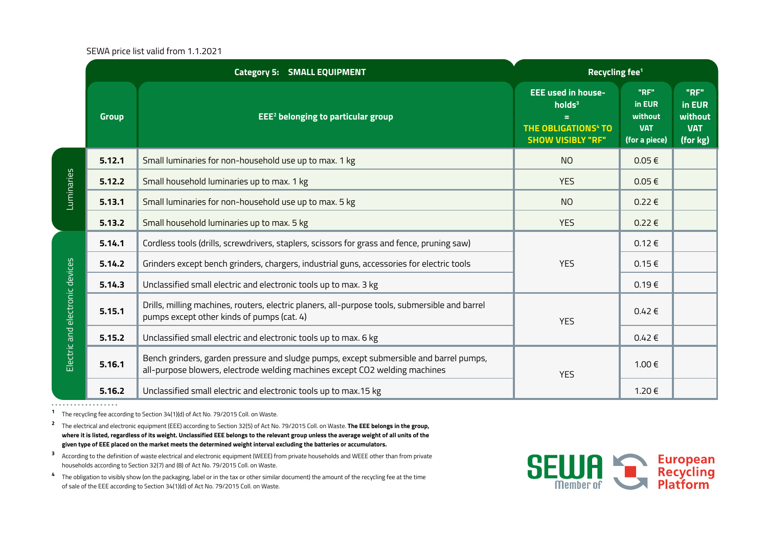SEWA price list valid from 1.1.2021

| | Category 5: SMALL EQUIPMENT | | Recycling fee[1] | | |
|---|---|---|---|---|---|
| | Group | EEE[2] belonging to particular group | EEE used in households[3] = THE OBLIGATIONS[4] TO SHOW VISIBLY "RF" | "RF" in EUR without VAT (for a piece) | "RF" in EUR without VAT (for kg) |
| Luminaries | 5.12.1 | Small luminaries for non-household use up to max. 1 kg | NO | 0.05 € | |
| | 5.12.2 | Small household luminaries up to max. 1 kg | YES | 0.05 € | |
| | 5.13.1 | Small luminaries for non-household use up to max. 5 kg | NO | 0.22 € | |
| | 5.13.2 | Small household luminaries up to max. 5 kg | YES | 0.22 € | |
| Electric and electronic devices | 5.14.1 | Cordless tools (drills, screwdrivers, staplers, scissors for grass and fence, pruning saw) | YES | 0.12 € | |
| | 5.14.2 | Grinders except bench grinders, chargers, industrial guns, accessories for electric tools | | 0.15 € | |
| | 5.14.3 | Unclassified small electric and electronic tools up to max. 3 kg | | 0.19 € | |
| | 5.15.1 | Drills, milling machines, routers, electric planers, all-purpose tools, submersible and barrel pumps except other kinds of pumps (cat. 4) | YES | 0.42 € | |
| | 5.15.2 | Unclassified small electric and electronic tools up to max. 6 kg | | 0.42 € | |
| | 5.16.1 | Bench grinders, garden pressure and sludge pumps, except submersible and barrel pumps, all-purpose blowers, electrode welding machines except CO2 welding machines | YES | 1.00 € | |
| | 5.16.2 | Unclassified small electric and electronic tools up to max.15 kg | | 1.20 € | |

[1] The recycling fee according to Section 34(1)(d) of Act No. 79/2015 Coll. on Waste.

[2] The electrical and electronic equipment (EEE) according to Section 32(5) of Act No. 79/2015 Coll. on Waste. **The EEE belongs in the group, where it is listed, regardless of its weight. Unclassified EEE belongs to the relevant group unless the average weight of all units of the given type of EEE placed on the market meets the determined weight interval excluding the batteries or accumulators.**

[3] According to the definition of waste electrical and electronic equipment (WEEE) from private households and WEEE other than from private households according to Section 32(7) and (8) of Act No. 79/2015 Coll. on Waste.

[4] The obligation to visibly show (on the packaging, label or in the tax or other similar document) the amount of the recycling fee at the time of sale of the EEE according to Section 34(1)(d) of Act No. 79/2015 Coll. on Waste.

SEWA Member of European Recycling Platform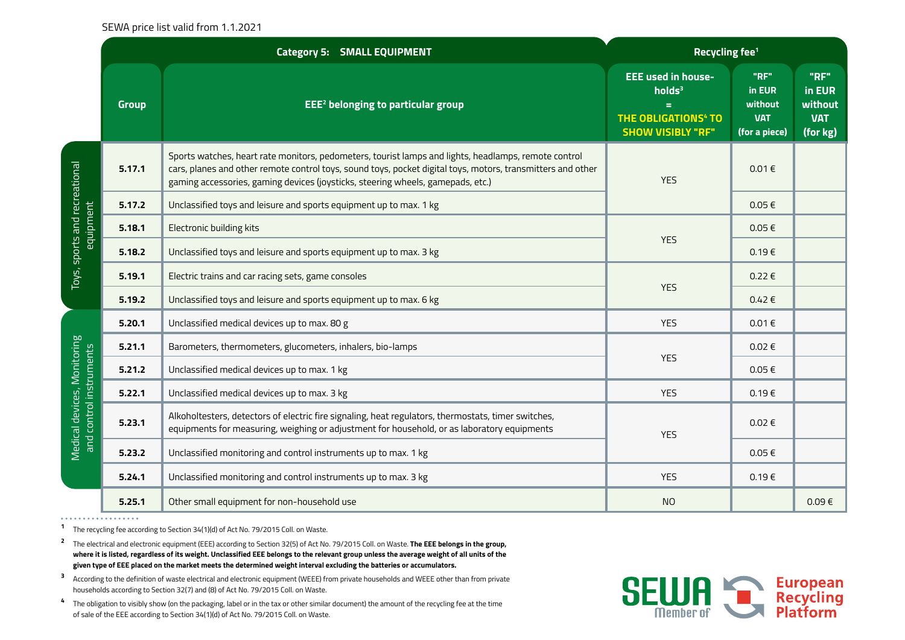SEWA price list valid from 1.1.2021

| | Category 5: SMALL EQUIPMENT | | Recycling fee[1] | | |
|---|---|---|---|---|---|
| | **Group** | **EEE[2] belonging to particular group** | **EEE used in households[3] = THE OBLIGATIONS[4] TO SHOW VISIBLY "RF"** | **"RF" in EUR without VAT (for a piece)** | **"RF" in EUR without VAT (for kg)** |
| Toys, sports and recreational equipment | 5.17.1 | Sports watches, heart rate monitors, pedometers, tourist lamps and lights, headlamps, remote control cars, planes and other remote control toys, sound toys, pocket digital toys, motors, transmitters and other gaming accessories, gaming devices (joysticks, steering wheels, gamepads, etc.) | YES | 0.01 € | |
| | 5.17.2 | Unclassified toys and leisure and sports equipment up to max. 1 kg | | 0.05 € | |
| | 5.18.1 | Electronic building kits | YES | 0.05 € | |
| | 5.18.2 | Unclassified toys and leisure and sports equipment up to max. 3 kg | | 0.19 € | |
| | 5.19.1 | Electric trains and car racing sets, game consoles | YES | 0.22 € | |
| | 5.19.2 | Unclassified toys and leisure and sports equipment up to max. 6 kg | | 0.42 € | |
| Medical devices, Monitoring and control instruments | 5.20.1 | Unclassified medical devices up to max. 80 g | YES | 0.01 € | |
| | 5.21.1 | Barometers, thermometers, glucometers, inhalers, bio-lamps | YES | 0.02 € | |
| | 5.21.2 | Unclassified medical devices up to max. 1 kg | | 0.05 € | |
| | 5.22.1 | Unclassified medical devices up to max. 3 kg | YES | 0.19 € | |
| | 5.23.1 | Alkoholtesters, detectors of electric fire signaling, heat regulators, thermostats, timer switches, equipments for measuring, weighing or adjustment for household, or as laboratory equipments | YES | 0.02 € | |
| | 5.23.2 | Unclassified monitoring and control instruments up to max. 1 kg | | 0.05 € | |
| | 5.24.1 | Unclassified monitoring and control instruments up to max. 3 kg | YES | 0.19 € | |
| | 5.25.1 | Other small equipment for non-household use | NO | | 0.09 € |

[1] The recycling fee according to Section 34(1)(d) of Act No. 79/2015 Coll. on Waste.

[2] The electrical and electronic equipment (EEE) according to Section 32(5) of Act No. 79/2015 Coll. on Waste. **The EEE belongs in the group, where it is listed, regardless of its weight. Unclassified EEE belongs to the relevant group unless the average weight of all units of the given type of EEE placed on the market meets the determined weight interval excluding the batteries or accumulators.**

[3] According to the definition of waste electrical and electronic equipment (WEEE) from private households and WEEE other than from private households according to Section 32(7) and (8) of Act No. 79/2015 Coll. on Waste.

[4] The obligation to visibly show (on the packaging, label or in the tax or other similar document) the amount of the recycling fee at the time of sale of the EEE according to Section 34(1)(d) of Act No. 79/2015 Coll. on Waste.

SEWA Member of European Recycling Platform